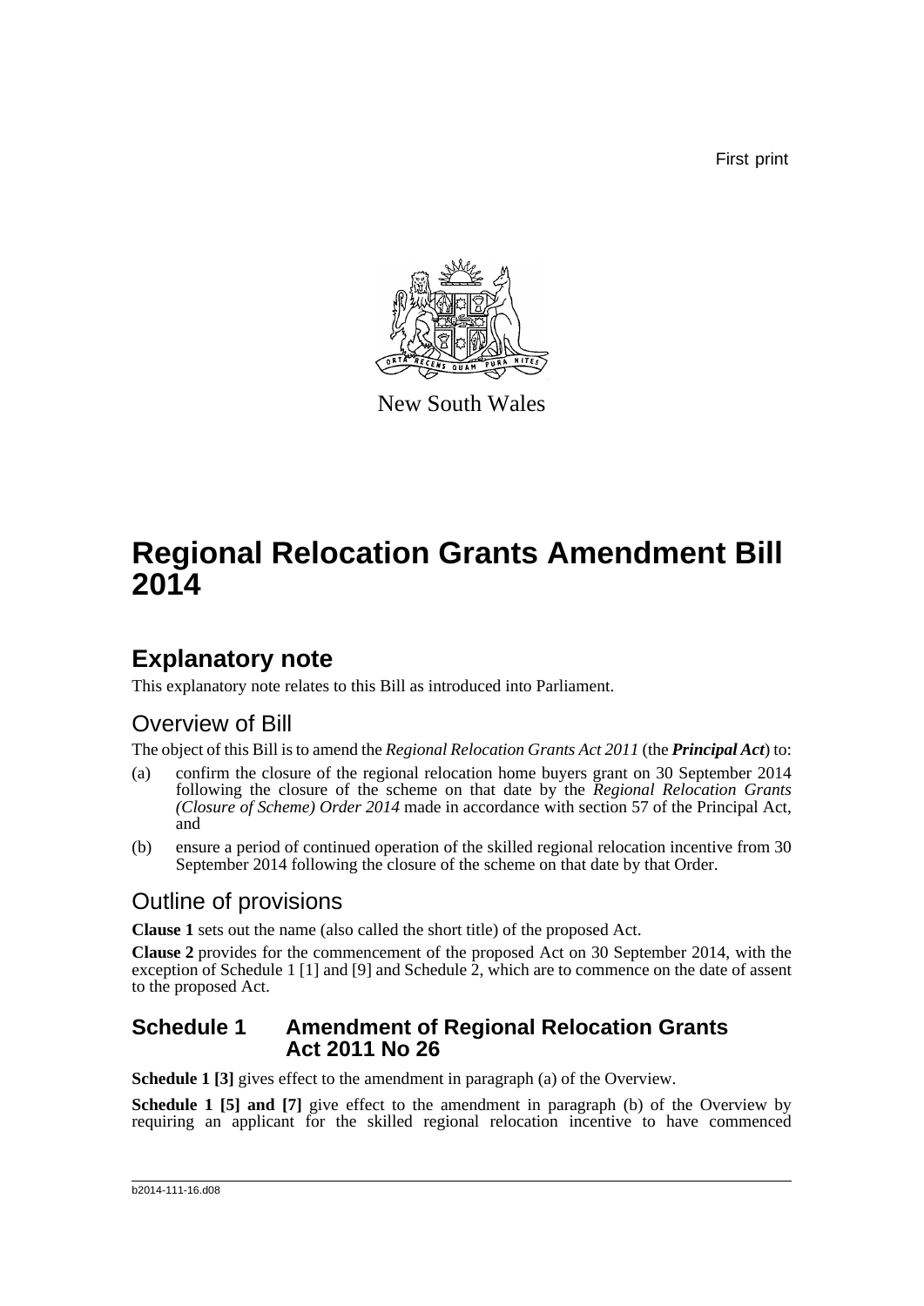First print

New South Wales

# Regional Relocation Grants Amendment Bill 2014

## Explanatory note

This explanatory note relates to this Bill as introduced into Parliament.

### Overview of Bill

The object of this Bill is to amend the *Regional Relocation Grants Act 2011* (the ***Principal Act***) to:

(a) confirm the closure of the regional relocation home buyers grant on 30 September 2014 following the closure of the scheme on that date by the *Regional Relocation Grants (Closure of Scheme) Order 2014* made in accordance with section 57 of the Principal Act, and

(b) ensure a period of continued operation of the skilled regional relocation incentive from 30 September 2014 following the closure of the scheme on that date by that Order.

### Outline of provisions

**Clause 1** sets out the name (also called the short title) of the proposed Act.

**Clause 2** provides for the commencement of the proposed Act on 30 September 2014, with the exception of Schedule 1 [1] and [9] and Schedule 2, which are to commence on the date of assent to the proposed Act.

### Schedule 1 Amendment of Regional Relocation Grants Act 2011 No 26

**Schedule 1 [3]** gives effect to the amendment in paragraph (a) of the Overview.

**Schedule 1 [5] and [7]** give effect to the amendment in paragraph (b) of the Overview by requiring an applicant for the skilled regional relocation incentive to have commenced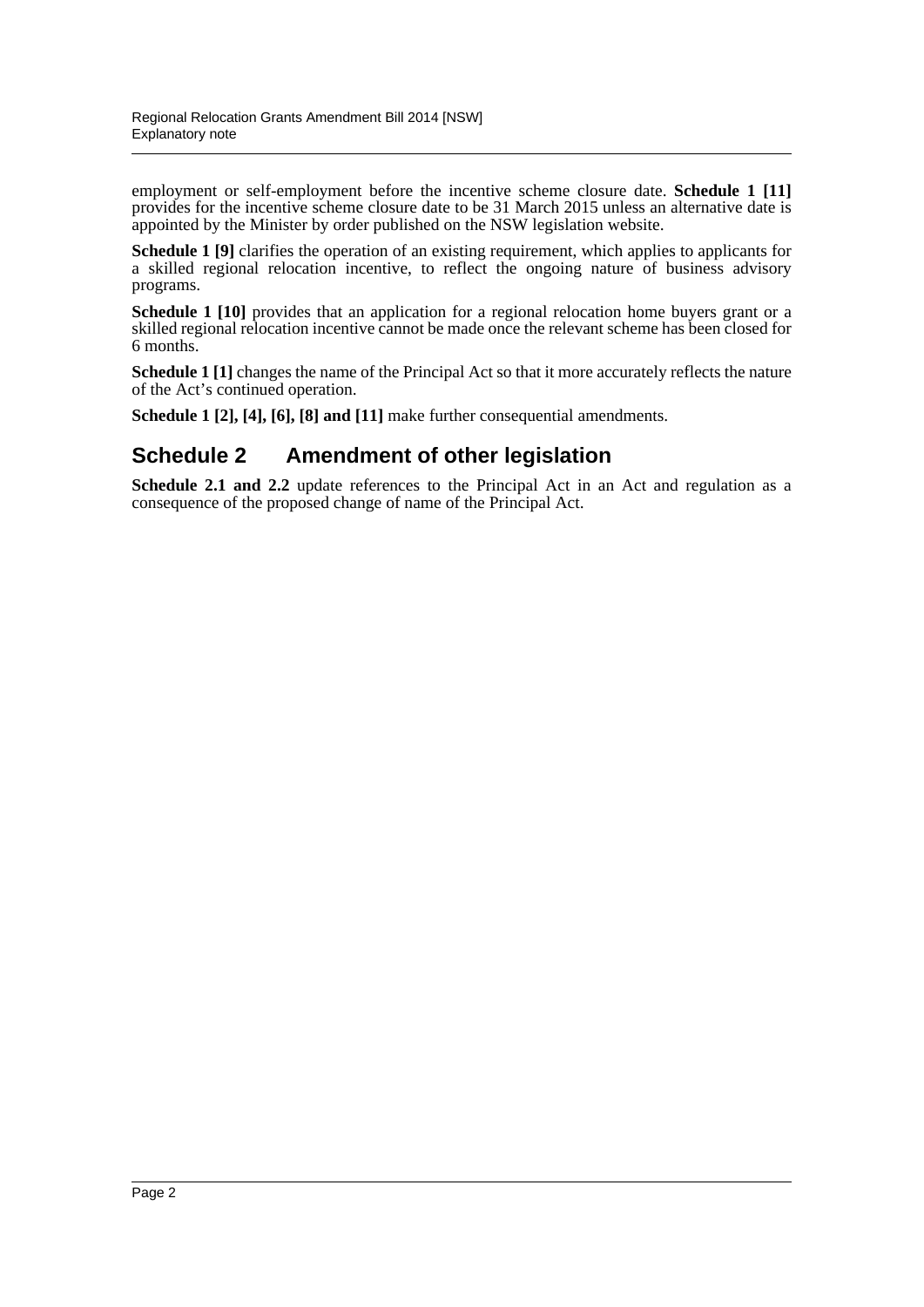employment or self-employment before the incentive scheme closure date. **Schedule 1 [11]** provides for the incentive scheme closure date to be 31 March 2015 unless an alternative date is appointed by the Minister by order published on the NSW legislation website.

**Schedule 1 [9]** clarifies the operation of an existing requirement, which applies to applicants for a skilled regional relocation incentive, to reflect the ongoing nature of business advisory programs.

**Schedule 1 [10]** provides that an application for a regional relocation home buyers grant or a skilled regional relocation incentive cannot be made once the relevant scheme has been closed for 6 months.

**Schedule 1 [1]** changes the name of the Principal Act so that it more accurately reflects the nature of the Act's continued operation.

**Schedule 1 [2], [4], [6], [8] and [11]** make further consequential amendments.

## Schedule 2 Amendment of other legislation

**Schedule 2.1 and 2.2** update references to the Principal Act in an Act and regulation as a consequence of the proposed change of name of the Principal Act.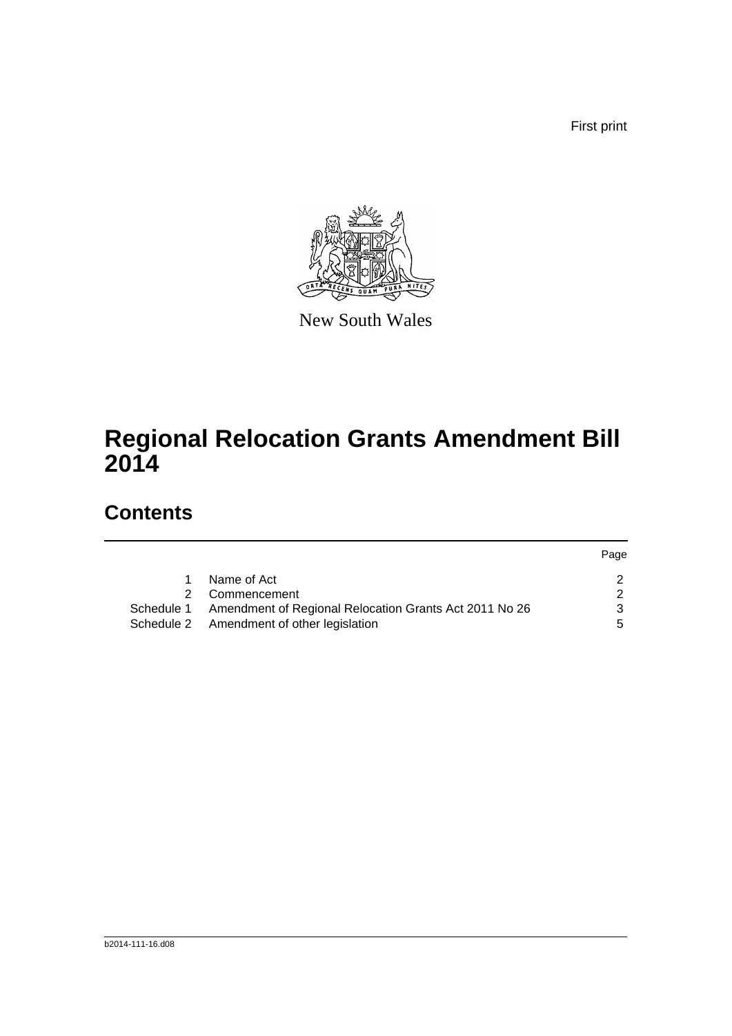First print

New South Wales

# Regional Relocation Grants Amendment Bill 2014

## Contents

| | | Page |
|---|---|---|
| 1 | Name of Act | 2 |
| 2 | Commencement | 2 |
| Schedule 1 | Amendment of Regional Relocation Grants Act 2011 No 26 | 3 |
| Schedule 2 | Amendment of other legislation | 5 |

b2014-111-16.d08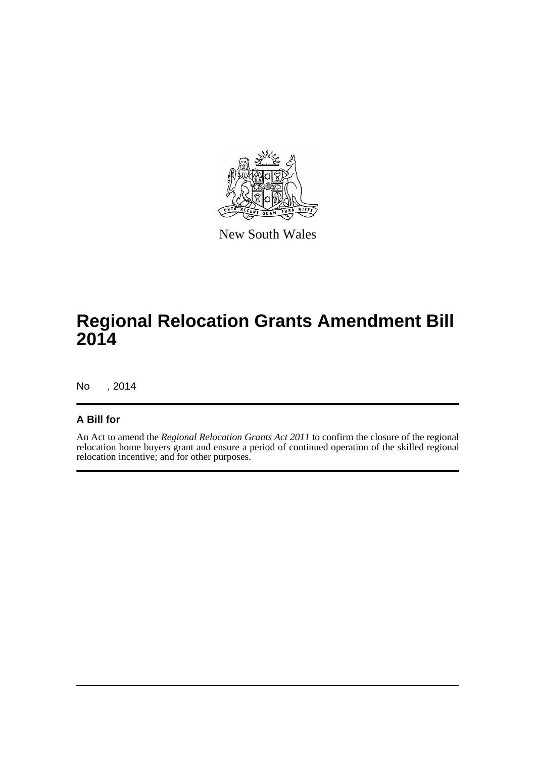New South Wales

# Regional Relocation Grants Amendment Bill 2014

No , 2014

## A Bill for

An Act to amend the *Regional Relocation Grants Act 2011* to confirm the closure of the regional relocation home buyers grant and ensure a period of continued operation of the skilled regional relocation incentive; and for other purposes.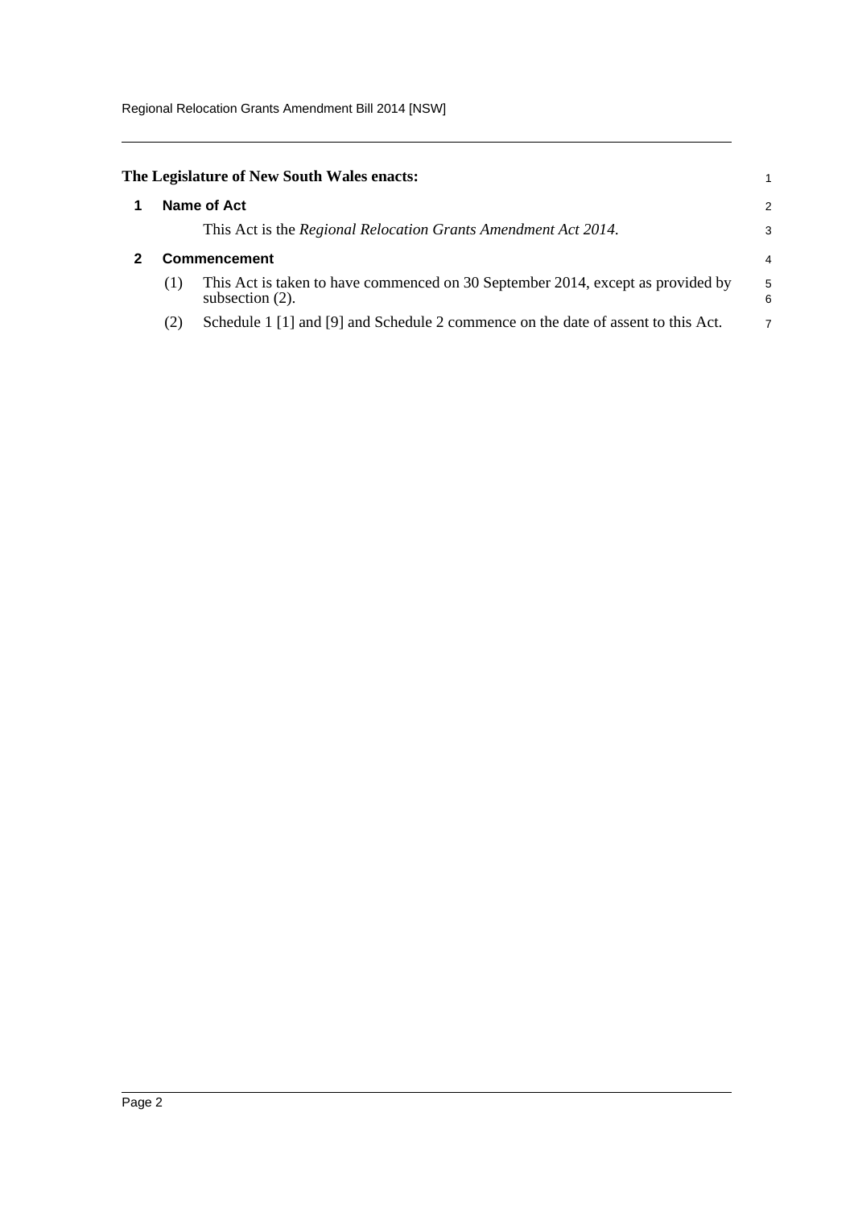**The Legislature of New South Wales enacts:**

## 1 Name of Act

This Act is the *Regional Relocation Grants Amendment Act 2014*.

## 2 Commencement

(1) This Act is taken to have commenced on 30 September 2014, except as provided by subsection (2).

(2) Schedule 1 [1] and [9] and Schedule 2 commence on the date of assent to this Act.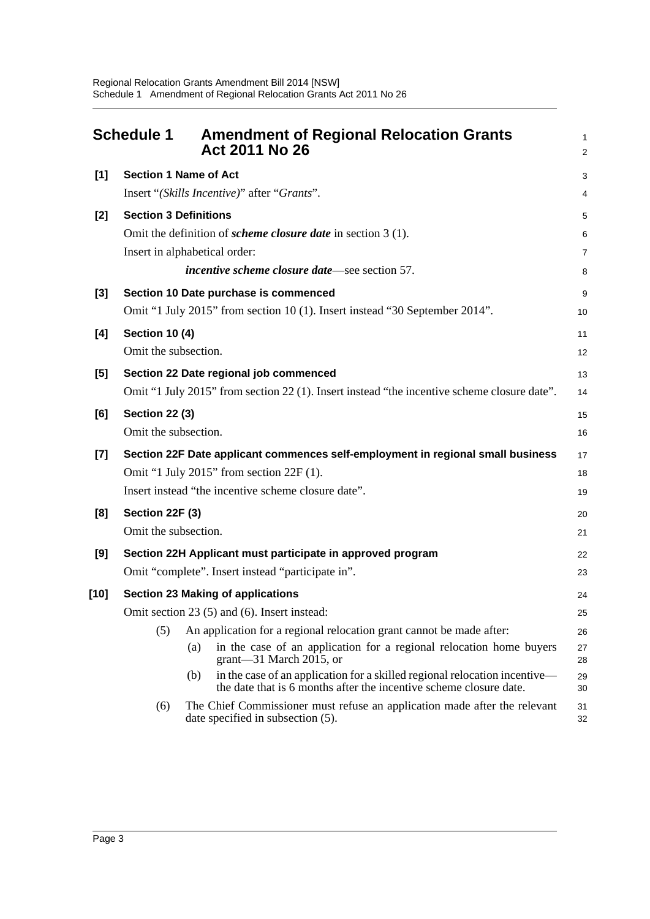# Schedule 1 Amendment of Regional Relocation Grants Act 2011 No 26

**[1] Section 1 Name of Act**

Insert "*(Skills Incentive)*" after "*Grants*".

**[2] Section 3 Definitions**

Omit the definition of ***scheme closure date*** in section 3 (1).

Insert in alphabetical order:

> ***incentive scheme closure date***—see section 57.

**[3] Section 10 Date purchase is commenced**

Omit "1 July 2015" from section 10 (1). Insert instead "30 September 2014".

**[4] Section 10 (4)**

Omit the subsection.

**[5] Section 22 Date regional job commenced**

Omit "1 July 2015" from section 22 (1). Insert instead "the incentive scheme closure date".

**[6] Section 22 (3)**

Omit the subsection.

**[7] Section 22F Date applicant commences self-employment in regional small business**

Omit "1 July 2015" from section 22F (1).

Insert instead "the incentive scheme closure date".

**[8] Section 22F (3)**

Omit the subsection.

**[9] Section 22H Applicant must participate in approved program**

Omit "complete". Insert instead "participate in".

**[10] Section 23 Making of applications**

Omit section 23 (5) and (6). Insert instead:

> (5) An application for a regional relocation grant cannot be made after:
>
> (a) in the case of an application for a regional relocation home buyers grant—31 March 2015, or
>
> (b) in the case of an application for a skilled regional relocation incentive—the date that is 6 months after the incentive scheme closure date.
>
> (6) The Chief Commissioner must refuse an application made after the relevant date specified in subsection (5).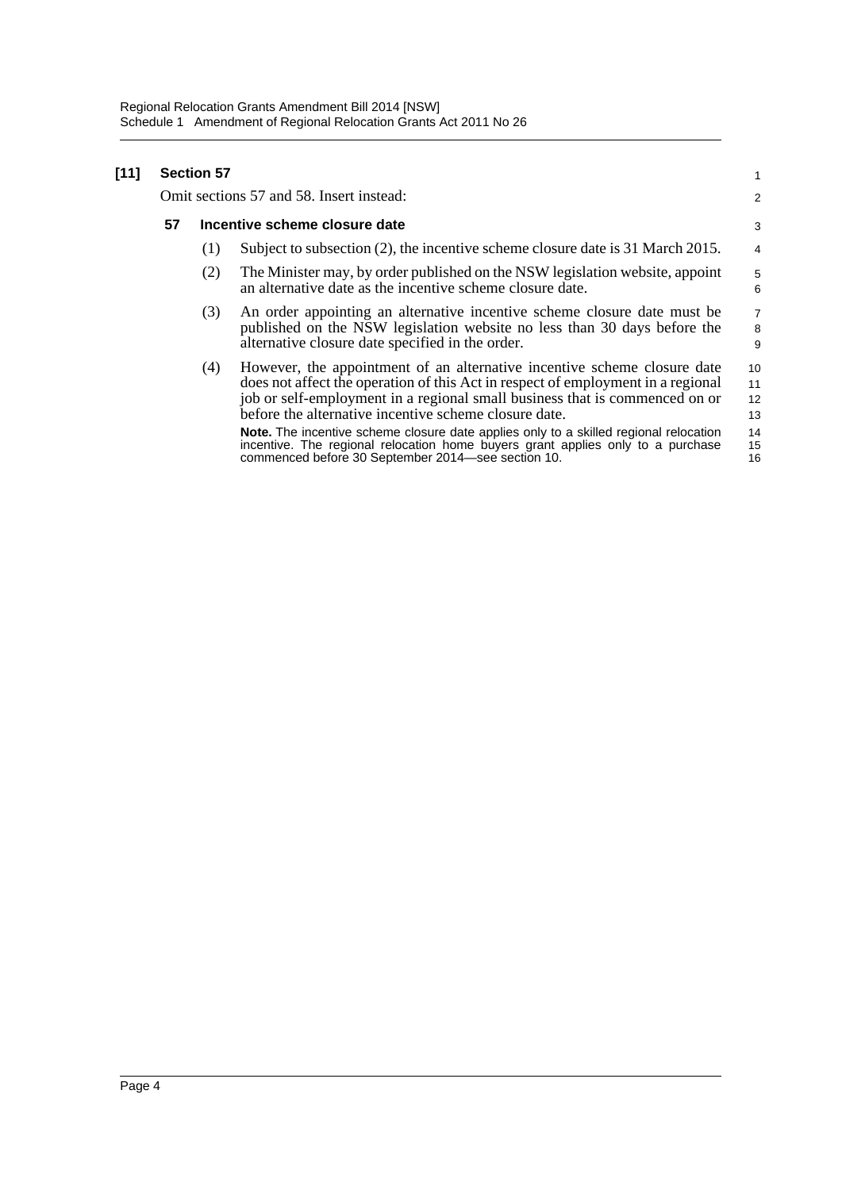**[11] Section 57**

Omit sections 57 and 58. Insert instead:

**57 Incentive scheme closure date**

(1) Subject to subsection (2), the incentive scheme closure date is 31 March 2015.

(2) The Minister may, by order published on the NSW legislation website, appoint an alternative date as the incentive scheme closure date.

(3) An order appointing an alternative incentive scheme closure date must be published on the NSW legislation website no less than 30 days before the alternative closure date specified in the order.

(4) However, the appointment of an alternative incentive scheme closure date does not affect the operation of this Act in respect of employment in a regional job or self-employment in a regional small business that is commenced on or before the alternative incentive scheme closure date.

**Note.** The incentive scheme closure date applies only to a skilled regional relocation incentive. The regional relocation home buyers grant applies only to a purchase commenced before 30 September 2014—see section 10.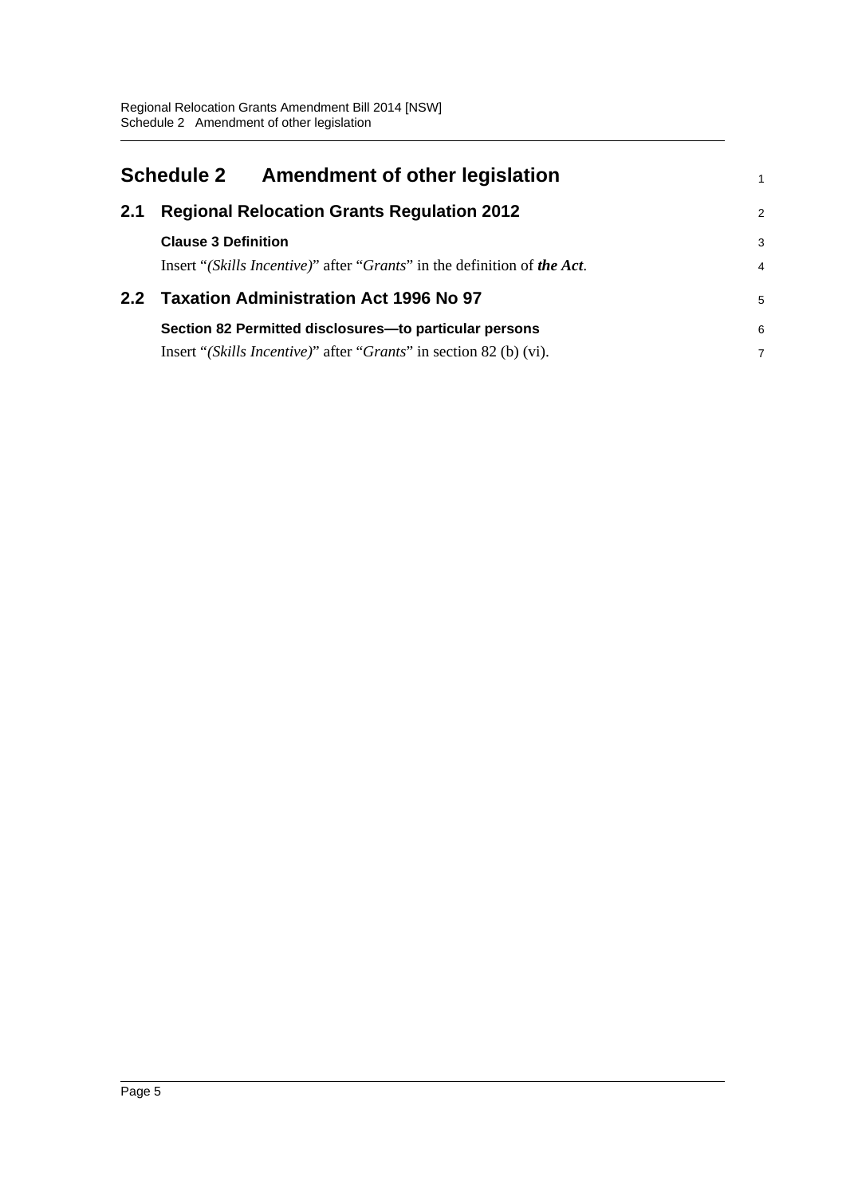# Schedule 2 Amendment of other legislation

## 2.1 Regional Relocation Grants Regulation 2012

**Clause 3 Definition**

Insert "*(Skills Incentive)*" after "*Grants*" in the definition of ***the Act***.

## 2.2 Taxation Administration Act 1996 No 97

**Section 82 Permitted disclosures—to particular persons**

Insert "*(Skills Incentive)*" after "*Grants*" in section 82 (b) (vi).